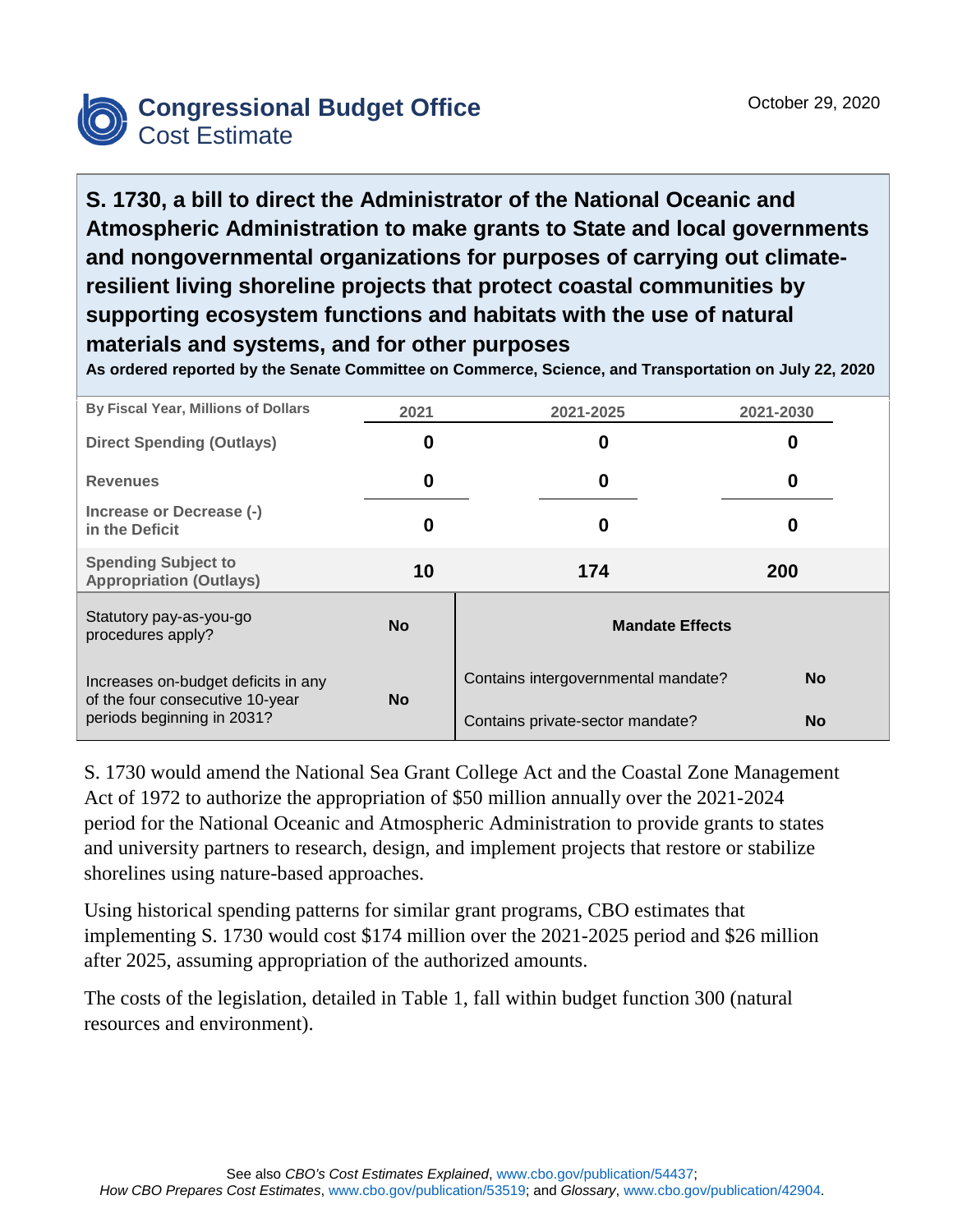# Congressional Budget Office
## Cost Estimate

October 29, 2020

## S. 1730, a bill to direct the Administrator of the National Oceanic and Atmospheric Administration to make grants to State and local governments and nongovernmental organizations for purposes of carrying out climate-resilient living shoreline projects that protect coastal communities by supporting ecosystem functions and habitats with the use of natural materials and systems, and for other purposes

**As ordered reported by the Senate Committee on Commerce, Science, and Transportation on July 22, 2020**

| By Fiscal Year, Millions of Dollars | 2021 | 2021-2025 | 2021-2030 |
|---|---|---|---|
| Direct Spending (Outlays) | 0 | 0 | 0 |
| Revenues | 0 | 0 | 0 |
| Increase or Decrease (-) in the Deficit | 0 | 0 | 0 |
| Spending Subject to Appropriation (Outlays) | 10 | 174 | 200 |

| | | | |
|---|---|---|---|
| Statutory pay-as-you-go procedures apply? | No | **Mandate Effects** | |
| Increases on-budget deficits in any of the four consecutive 10-year periods beginning in 2031? | No | Contains intergovernmental mandate? | No |
| | | Contains private-sector mandate? | No |

S. 1730 would amend the National Sea Grant College Act and the Coastal Zone Management Act of 1972 to authorize the appropriation of $50 million annually over the 2021-2024 period for the National Oceanic and Atmospheric Administration to provide grants to states and university partners to research, design, and implement projects that restore or stabilize shorelines using nature-based approaches.

Using historical spending patterns for similar grant programs, CBO estimates that implementing S. 1730 would cost $174 million over the 2021-2025 period and $26 million after 2025, assuming appropriation of the authorized amounts.

The costs of the legislation, detailed in Table 1, fall within budget function 300 (natural resources and environment).

See also *CBO's Cost Estimates Explained*, www.cbo.gov/publication/54437; *How CBO Prepares Cost Estimates*, www.cbo.gov/publication/53519; and *Glossary*, www.cbo.gov/publication/42904.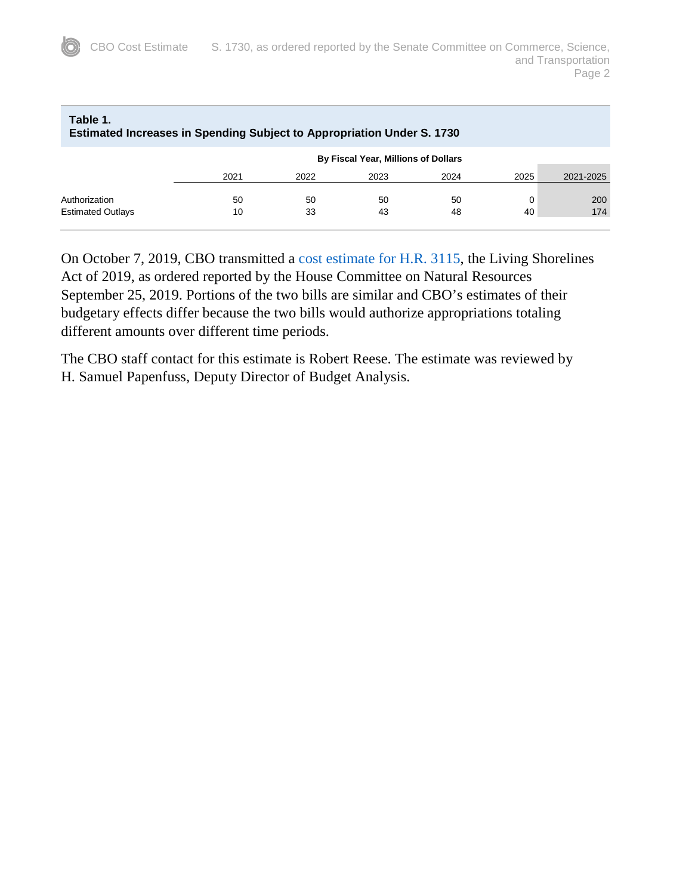**Table 1.**
**Estimated Increases in Spending Subject to Appropriation Under S. 1730**

| | By Fiscal Year, Millions of Dollars | | | | | |
|---|---|---|---|---|---|---|
| | 2021 | 2022 | 2023 | 2024 | 2025 | 2021-2025 |
| Authorization | 50 | 50 | 50 | 50 | 0 | 200 |
| Estimated Outlays | 10 | 33 | 43 | 48 | 40 | 174 |

On October 7, 2019, CBO transmitted a cost estimate for H.R. 3115, the Living Shorelines Act of 2019, as ordered reported by the House Committee on Natural Resources September 25, 2019. Portions of the two bills are similar and CBO's estimates of their budgetary effects differ because the two bills would authorize appropriations totaling different amounts over different time periods.

The CBO staff contact for this estimate is Robert Reese. The estimate was reviewed by H. Samuel Papenfuss, Deputy Director of Budget Analysis.